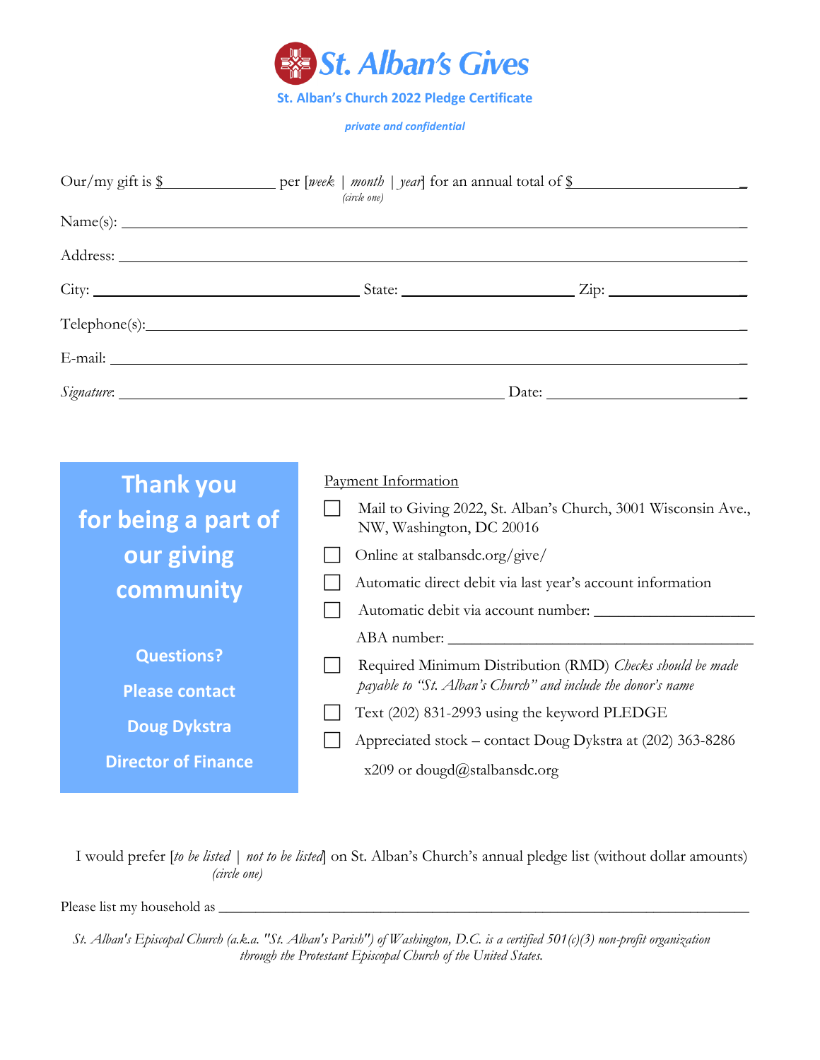# St. Alban's Gives

**St. Alban's Church 2022 Pledge Certificate**

***private and confidential***

Our/my gift is $______________ per [*week* | *month* | *year*] for an annual total of $____________________
*(circle one)*

Name(s): ____________________________________________________________

Address: ____________________________________________________________

City: ______________________ State: ______________ Zip: ____________

Telephone(s): ________________________________________________________

E-mail: _____________________________________________________________

*Signature*: ________________________________ Date: ________________

**Thank you for being a part of our giving community**

**Questions?**

**Please contact**

**Doug Dykstra**

**Director of Finance**

Payment Information

- ☐ Mail to Giving 2022, St. Alban's Church, 3001 Wisconsin Ave., NW, Washington, DC 20016
- ☐ Online at stalbansdc.org/give/
- ☐ Automatic direct debit via last year's account information
- ☐ Automatic debit via account number: ____________________

  ABA number: ______________________________________
- ☐ Required Minimum Distribution (RMD) *Checks should be made payable to "St. Alban's Church" and include the donor's name*
- ☐ Text (202) 831-2993 using the keyword PLEDGE
- ☐ Appreciated stock – contact Doug Dykstra at (202) 363-8286 x209 or dougd@stalbansdc.org

I would prefer [*to be listed* | *not to be listed*] on St. Alban's Church's annual pledge list (without dollar amounts)
*(circle one)*

Please list my household as ______________________________________________

*St. Alban's Episcopal Church (a.k.a. "St. Alban's Parish") of Washington, D.C. is a certified 501(c)(3) non-profit organization through the Protestant Episcopal Church of the United States.*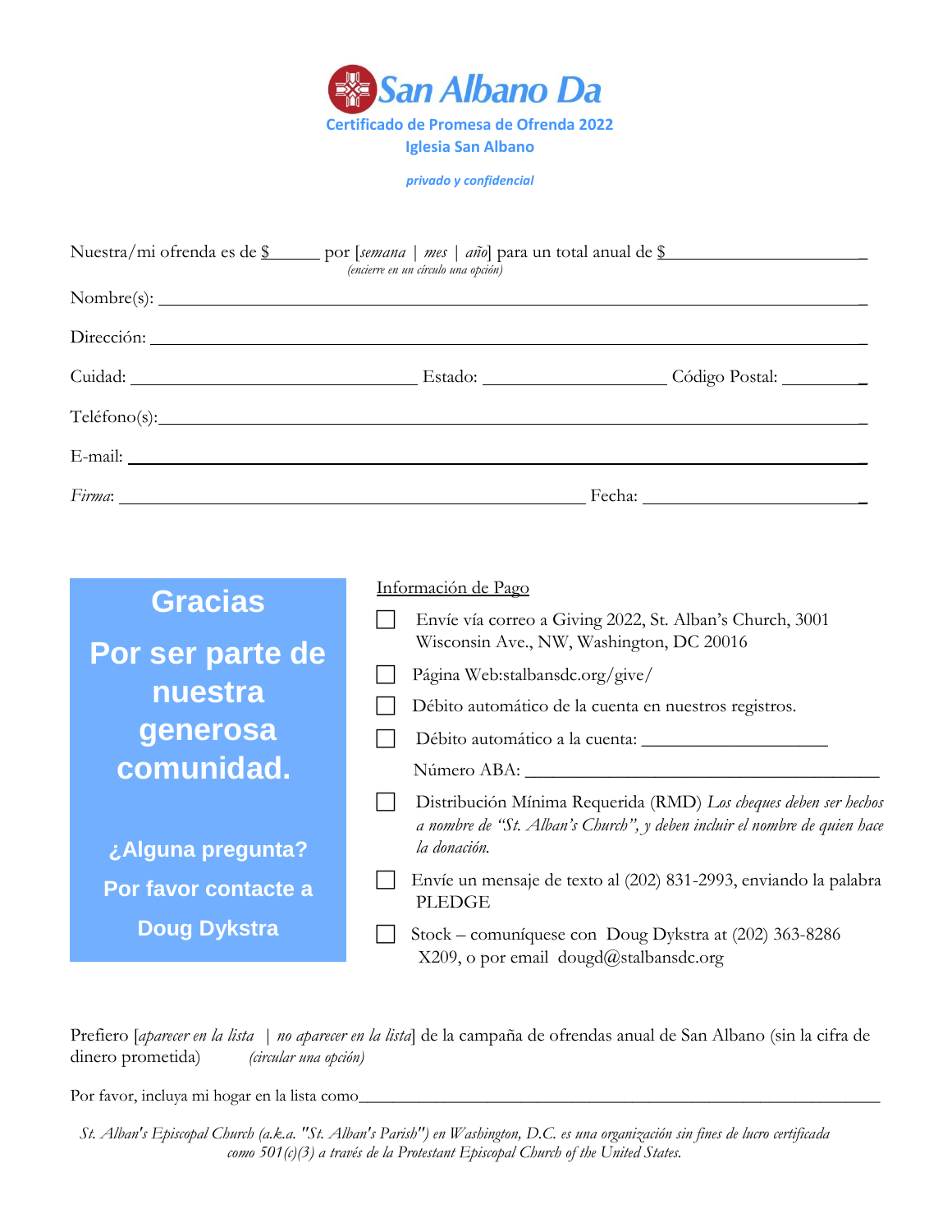# San Albano Da

**Certificado de Promesa de Ofrenda 2022**

**Iglesia San Albano**

***privado y confidencial***

Nuestra/mi ofrenda es de $______ por [*semana* | *mes* | *año*] para un total anual de $______________________
*(encierre en un círculo una opción)*

Nombre(s): ______________________________________________________________________

Dirección: ______________________________________________________________________

Cuidad: ______________________ Estado: ________________ Código Postal: __________

Teléfono(s):______________________________________________________________________

E-mail: ______________________________________________________________________

*Firma*: ________________________________________ Fecha: ____________________

**Gracias**

**Por ser parte de nuestra generosa comunidad.**

**¿Alguna pregunta?**

**Por favor contacte a**

**Doug Dykstra**

Información de Pago

- ☐ Envíe vía correo a Giving 2022, St. Alban's Church, 3001 Wisconsin Ave., NW, Washington, DC 20016
- ☐ Página Web:stalbansdc.org/give/
- ☐ Débito automático de la cuenta en nuestros registros.
- ☐ Débito automático a la cuenta: ____________________
  Número ABA: ______________________________________
- ☐ Distribución Mínima Requerida (RMD) *Los cheques deben ser hechos a nombre de "St. Alban's Church", y deben incluir el nombre de quien hace la donación.*
- ☐ Envíe un mensaje de texto al (202) 831-2993, enviando la palabra PLEDGE
- ☐ Stock – comuníquese con Doug Dykstra at (202) 363-8286 X209, o por email dougd@stalbansdc.org

Prefiero [*aparecer en la lista* | *no aparecer en la lista*] de la campaña de ofrendas anual de San Albano (sin la cifra de dinero prometida) *(circular una opción)*

Por favor, incluya mi hogar en la lista como______________________________________________________

*St. Alban's Episcopal Church (a.k.a. "St. Alban's Parish") en Washington, D.C. es una organización sin fines de lucro certificada como 501(c)(3) a través de la Protestant Episcopal Church of the United States.*